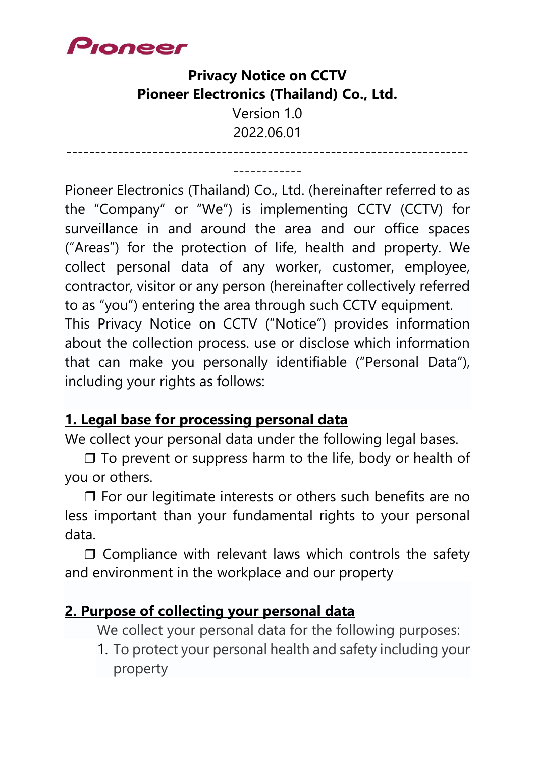Pioneer

**Privacy Notice on CCTV**
**Pioneer Electronics (Thailand) Co., Ltd.**
Version 1.0
2022.06.01

--------------------------------------------------------------------------------

Pioneer Electronics (Thailand) Co., Ltd. (hereinafter referred to as the "Company" or "We") is implementing CCTV (CCTV) for surveillance in and around the area and our office spaces ("Areas") for the protection of life, health and property. We collect personal data of any worker, customer, employee, contractor, visitor or any person (hereinafter collectively referred to as "you") entering the area through such CCTV equipment.
This Privacy Notice on CCTV ("Notice") provides information about the collection process. use or disclose which information that can make you personally identifiable ("Personal Data"), including your rights as follows:

## 1. Legal base for processing personal data

We collect your personal data under the following legal bases.

❒ To prevent or suppress harm to the life, body or health of you or others.

❒ For our legitimate interests or others such benefits are no less important than your fundamental rights to your personal data.

❒ Compliance with relevant laws which controls the safety and environment in the workplace and our property

## 2. Purpose of collecting your personal data

We collect your personal data for the following purposes:

1. To protect your personal health and safety including your property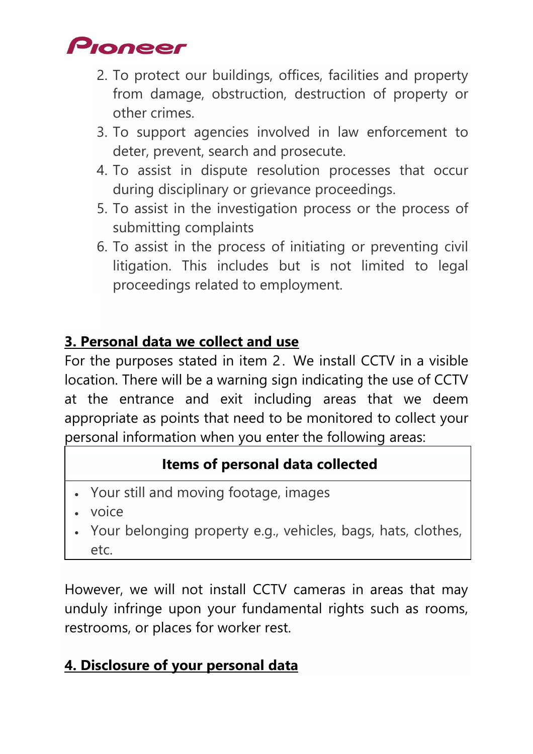2. To protect our buildings, offices, facilities and property from damage, obstruction, destruction of property or other crimes.
3. To support agencies involved in law enforcement to deter, prevent, search and prosecute.
4. To assist in dispute resolution processes that occur during disciplinary or grievance proceedings.
5. To assist in the investigation process or the process of submitting complaints
6. To assist in the process of initiating or preventing civil litigation. This includes but is not limited to legal proceedings related to employment.

## 3. Personal data we collect and use

For the purposes stated in item 2. We install CCTV in a visible location. There will be a warning sign indicating the use of CCTV at the entrance and exit including areas that we deem appropriate as points that need to be monitored to collect your personal information when you enter the following areas:

| Items of personal data collected |
| --- |
| • Your still and moving footage, images<br>• voice<br>• Your belonging property e.g., vehicles, bags, hats, clothes, etc. |

However, we will not install CCTV cameras in areas that may unduly infringe upon your fundamental rights such as rooms, restrooms, or places for worker rest.

## 4. Disclosure of your personal data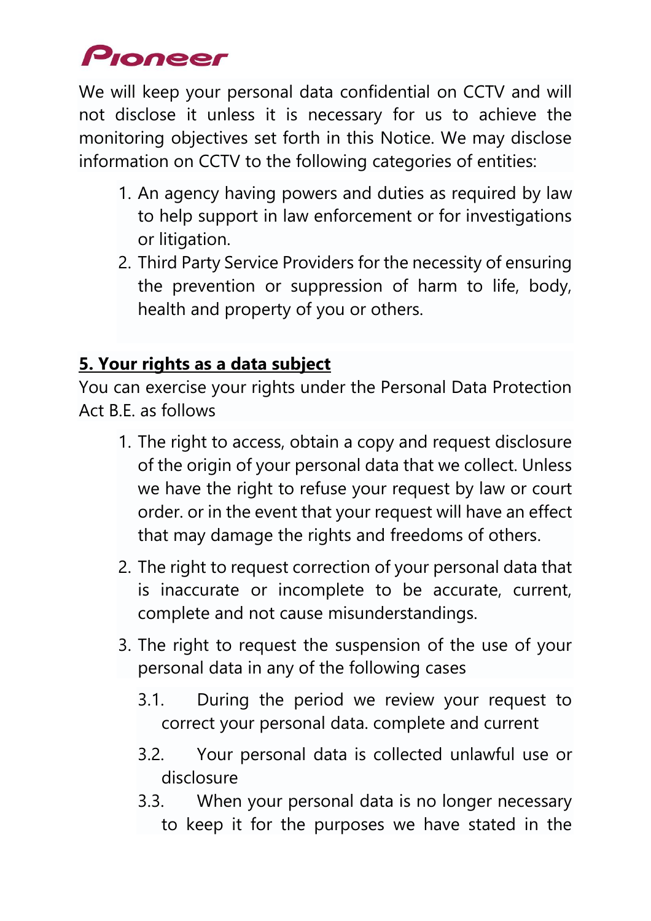We will keep your personal data confidential on CCTV and will not disclose it unless it is necessary for us to achieve the monitoring objectives set forth in this Notice. We may disclose information on CCTV to the following categories of entities:

1. An agency having powers and duties as required by law to help support in law enforcement or for investigations or litigation.
2. Third Party Service Providers for the necessity of ensuring the prevention or suppression of harm to life, body, health and property of you or others.

## 5. Your rights as a data subject

You can exercise your rights under the Personal Data Protection Act B.E. as follows

1. The right to access, obtain a copy and request disclosure of the origin of your personal data that we collect. Unless we have the right to refuse your request by law or court order. or in the event that your request will have an effect that may damage the rights and freedoms of others.
2. The right to request correction of your personal data that is inaccurate or incomplete to be accurate, current, complete and not cause misunderstandings.
3. The right to request the suspension of the use of your personal data in any of the following cases
   - 3.1. During the period we review your request to correct your personal data. complete and current
   - 3.2. Your personal data is collected unlawful use or disclosure
   - 3.3. When your personal data is no longer necessary to keep it for the purposes we have stated in the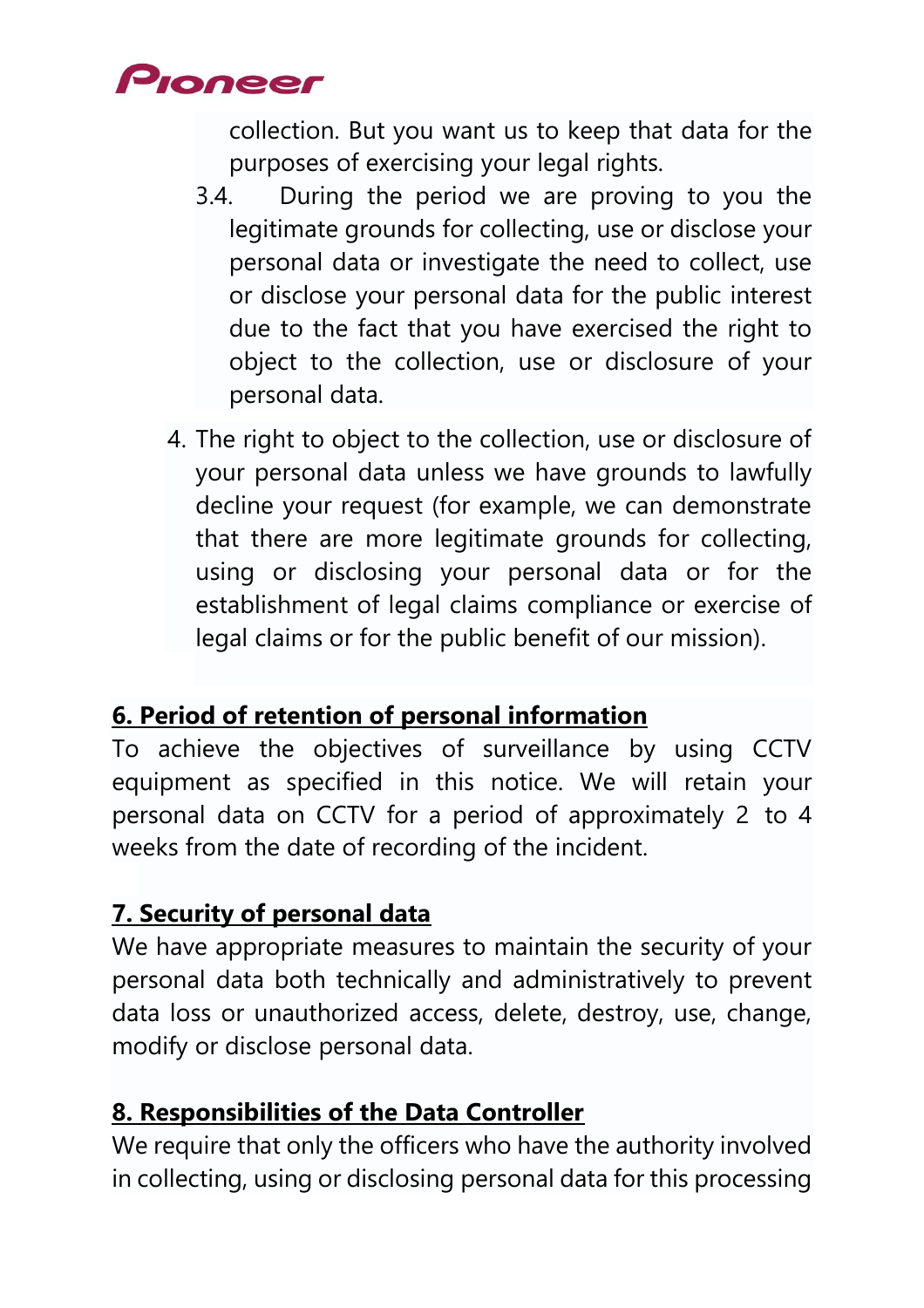collection. But you want us to keep that data for the purposes of exercising your legal rights.

   3.4. During the period we are proving to you the legitimate grounds for collecting, use or disclose your personal data or investigate the need to collect, use or disclose your personal data for the public interest due to the fact that you have exercised the right to object to the collection, use or disclosure of your personal data.

4. The right to object to the collection, use or disclosure of your personal data unless we have grounds to lawfully decline your request (for example, we can demonstrate that there are more legitimate grounds for collecting, using or disclosing your personal data or for the establishment of legal claims compliance or exercise of legal claims or for the public benefit of our mission).

## **6. Period of retention of personal information**

To achieve the objectives of surveillance by using CCTV equipment as specified in this notice. We will retain your personal data on CCTV for a period of approximately 2 to 4 weeks from the date of recording of the incident.

## **7. Security of personal data**

We have appropriate measures to maintain the security of your personal data both technically and administratively to prevent data loss or unauthorized access, delete, destroy, use, change, modify or disclose personal data.

## **8. Responsibilities of the Data Controller**

We require that only the officers who have the authority involved in collecting, using or disclosing personal data for this processing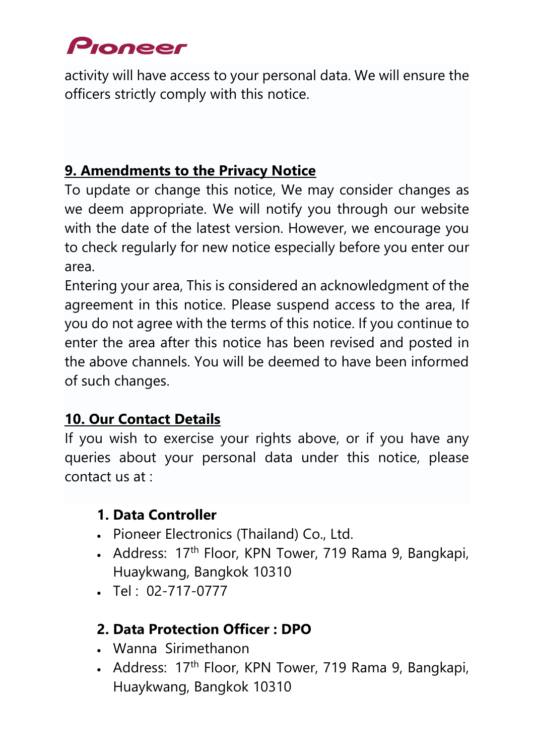activity will have access to your personal data. We will ensure the officers strictly comply with this notice.

## 9. Amendments to the Privacy Notice

To update or change this notice, We may consider changes as we deem appropriate. We will notify you through our website with the date of the latest version. However, we encourage you to check regularly for new notice especially before you enter our area.

Entering your area, This is considered an acknowledgment of the agreement in this notice. Please suspend access to the area, If you do not agree with the terms of this notice. If you continue to enter the area after this notice has been revised and posted in the above channels. You will be deemed to have been informed of such changes.

## 10. Our Contact Details

If you wish to exercise your rights above, or if you have any queries about your personal data under this notice, please contact us at :

**1. Data Controller**

- Pioneer Electronics (Thailand) Co., Ltd.
- Address: 17th Floor, KPN Tower, 719 Rama 9, Bangkapi, Huaykwang, Bangkok 10310
- Tel : 02-717-0777

**2. Data Protection Officer : DPO**

- Wanna Sirimethanon
- Address: 17th Floor, KPN Tower, 719 Rama 9, Bangkapi, Huaykwang, Bangkok 10310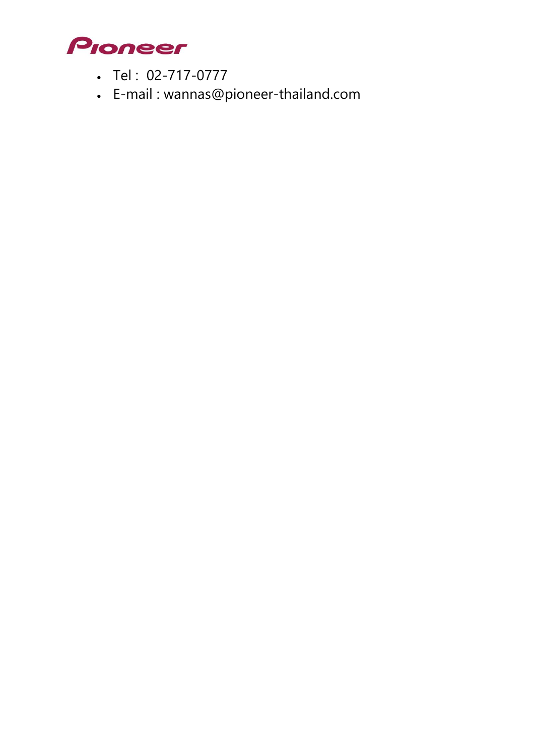- Tel :  02-717-0777
- E-mail : wannas@pioneer-thailand.com